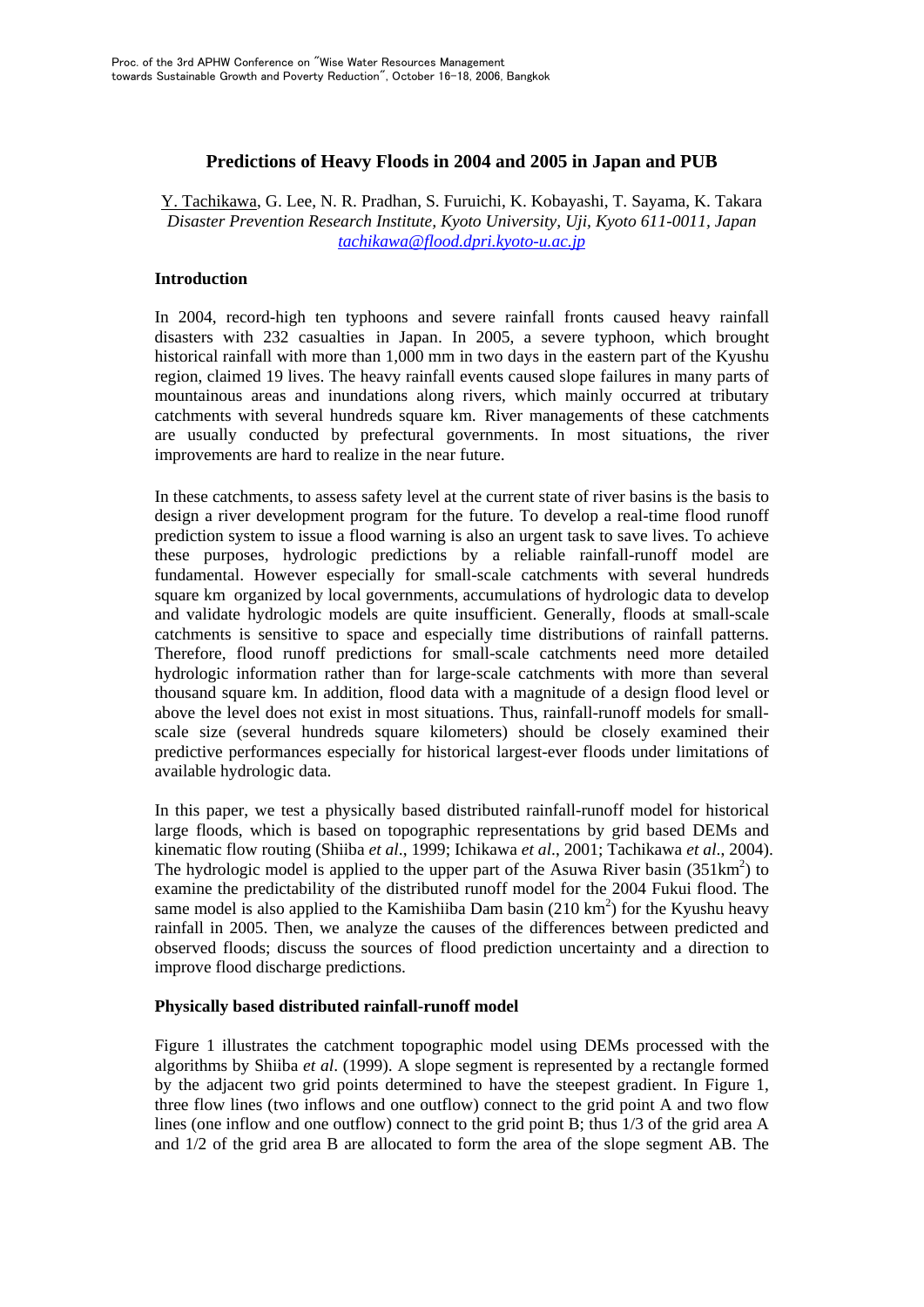# Predictions of Heavy Floods in 2004 and 2005 in Japan and PUB

Y. Tachikawa, G. Lee, N. R. Pradhan, S. Furuichi, K. Kobayashi, T. Sayama, K. Takara
*Disaster Prevention Research Institute, Kyoto University, Uji, Kyoto 611-0011, Japan*
*tachikawa@flood.dpri.kyoto-u.ac.jp*

## Introduction

In 2004, record-high ten typhoons and severe rainfall fronts caused heavy rainfall disasters with 232 casualties in Japan. In 2005, a severe typhoon, which brought historical rainfall with more than 1,000 mm in two days in the eastern part of the Kyushu region, claimed 19 lives. The heavy rainfall events caused slope failures in many parts of mountainous areas and inundations along rivers, which mainly occurred at tributary catchments with several hundreds square km. River managements of these catchments are usually conducted by prefectural governments. In most situations, the river improvements are hard to realize in the near future.

In these catchments, to assess safety level at the current state of river basins is the basis to design a river development program for the future. To develop a real-time flood runoff prediction system to issue a flood warning is also an urgent task to save lives. To achieve these purposes, hydrologic predictions by a reliable rainfall-runoff model are fundamental. However especially for small-scale catchments with several hundreds square km organized by local governments, accumulations of hydrologic data to develop and validate hydrologic models are quite insufficient. Generally, floods at small-scale catchments is sensitive to space and especially time distributions of rainfall patterns. Therefore, flood runoff predictions for small-scale catchments need more detailed hydrologic information rather than for large-scale catchments with more than several thousand square km. In addition, flood data with a magnitude of a design flood level or above the level does not exist in most situations. Thus, rainfall-runoff models for small-scale size (several hundreds square kilometers) should be closely examined their predictive performances especially for historical largest-ever floods under limitations of available hydrologic data.

In this paper, we test a physically based distributed rainfall-runoff model for historical large floods, which is based on topographic representations by grid based DEMs and kinematic flow routing (Shiiba *et al*., 1999; Ichikawa *et al*., 2001; Tachikawa *et al*., 2004). The hydrologic model is applied to the upper part of the Asuwa River basin (351km$^2$) to examine the predictability of the distributed runoff model for the 2004 Fukui flood. The same model is also applied to the Kamishiiba Dam basin (210 km$^2$) for the Kyushu heavy rainfall in 2005. Then, we analyze the causes of the differences between predicted and observed floods; discuss the sources of flood prediction uncertainty and a direction to improve flood discharge predictions.

## Physically based distributed rainfall-runoff model

Figure 1 illustrates the catchment topographic model using DEMs processed with the algorithms by Shiiba *et al*. (1999). A slope segment is represented by a rectangle formed by the adjacent two grid points determined to have the steepest gradient. In Figure 1, three flow lines (two inflows and one outflow) connect to the grid point A and two flow lines (one inflow and one outflow) connect to the grid point B; thus 1/3 of the grid area A and 1/2 of the grid area B are allocated to form the area of the slope segment AB. The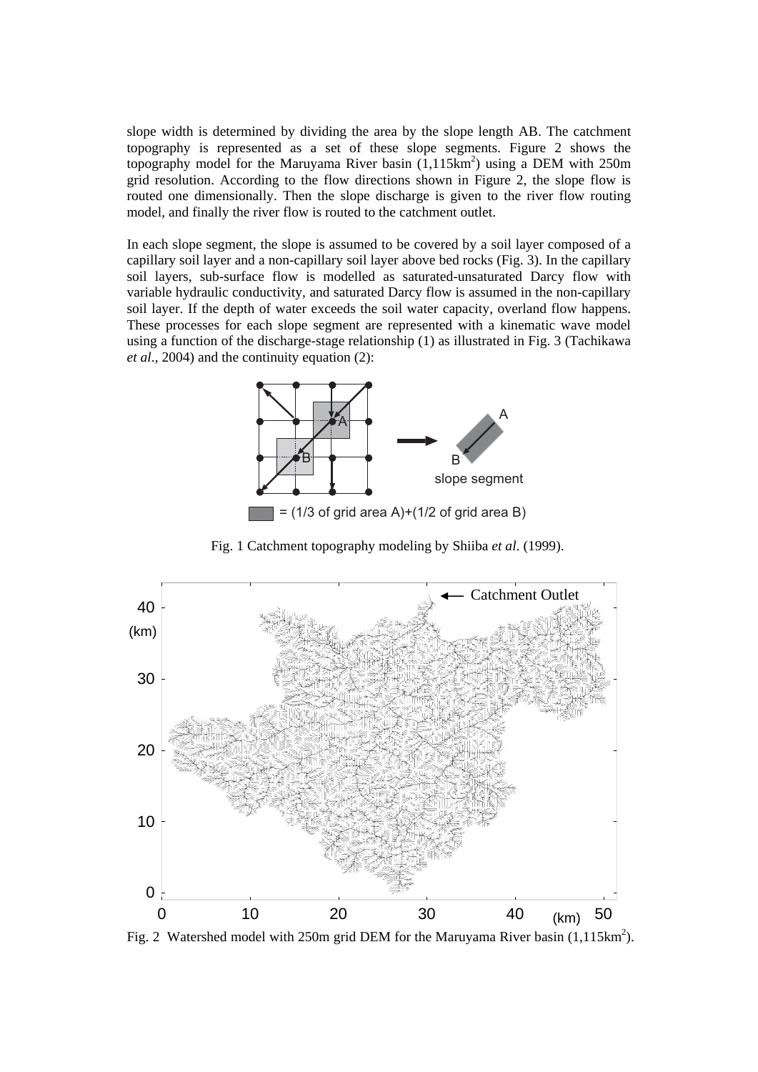slope width is determined by dividing the area by the slope length AB. The catchment topography is represented as a set of these slope segments. Figure 2 shows the topography model for the Maruyama River basin (1,115km$^2$) using a DEM with 250m grid resolution. According to the flow directions shown in Figure 2, the slope flow is routed one dimensionally. Then the slope discharge is given to the river flow routing model, and finally the river flow is routed to the catchment outlet.

In each slope segment, the slope is assumed to be covered by a soil layer composed of a capillary soil layer and a non-capillary soil layer above bed rocks (Fig. 3). In the capillary soil layers, sub-surface flow is modelled as saturated-unsaturated Darcy flow with variable hydraulic conductivity, and saturated Darcy flow is assumed in the non-capillary soil layer. If the depth of water exceeds the soil water capacity, overland flow happens. These processes for each slope segment are represented with a kinematic wave model using a function of the discharge-stage relationship (1) as illustrated in Fig. 3 (Tachikawa *et al*., 2004) and the continuity equation (2):

= (1/3 of grid area A)+(1/2 of grid area B)

Fig. 1 Catchment topography modeling by Shiiba *et al*. (1999).

Fig. 2 Watershed model with 250m grid DEM for the Maruyama River basin (1,115km$^2$).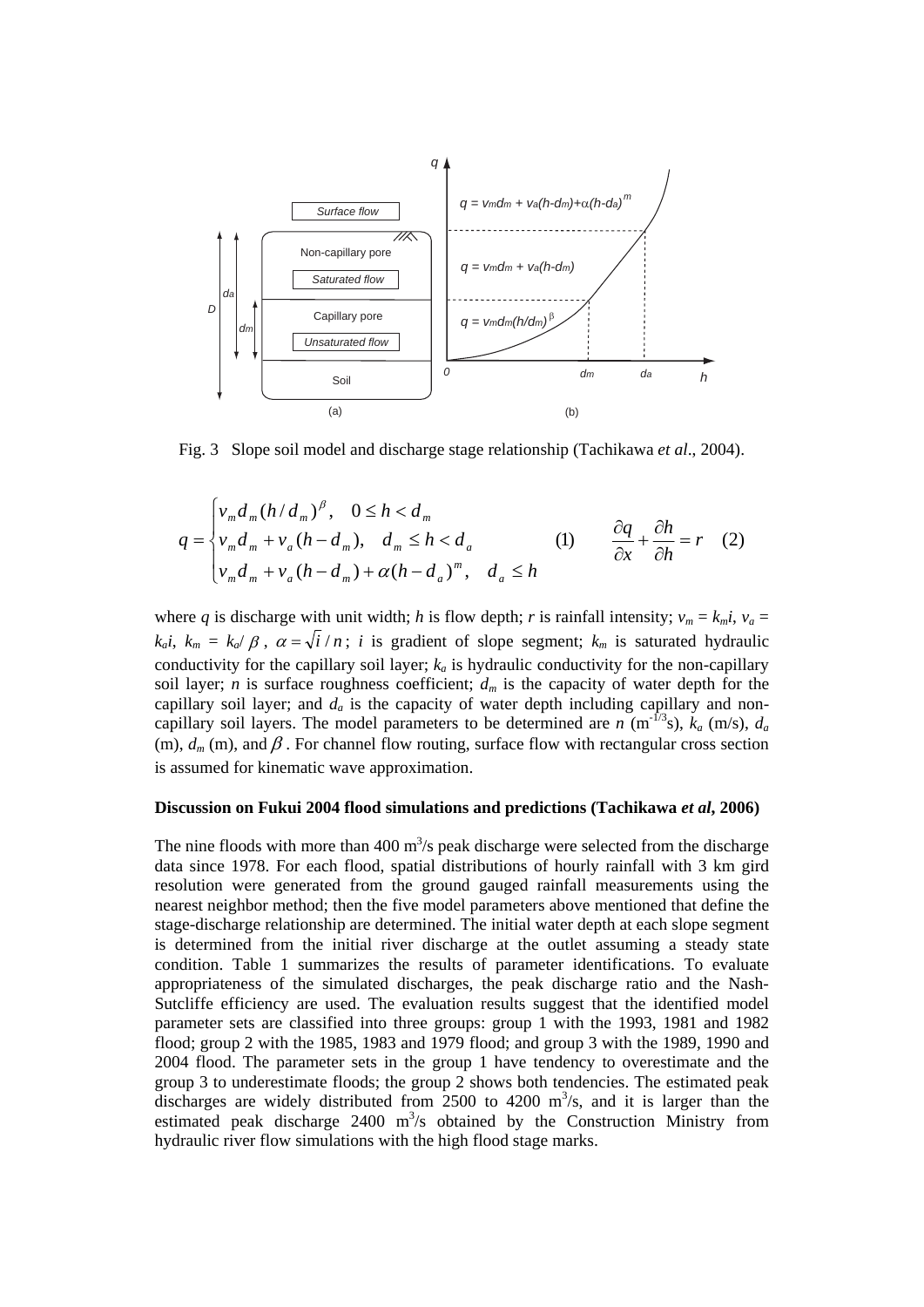Fig. 3 Slope soil model and discharge stage relationship (Tachikawa *et al*., 2004).

$$
q = \begin{cases} v_m d_m (h/d_m)^{\beta}, & 0 \le h < d_m \\ v_m d_m + v_a (h - d_m), & d_m \le h < d_a \\ v_m d_m + v_a (h - d_m) + \alpha (h - d_a)^m, & d_a \le h \end{cases} \quad (1) \qquad \frac{\partial q}{\partial x} + \frac{\partial h}{\partial h} = r \quad (2)
$$

where $q$ is discharge with unit width; $h$ is flow depth; $r$ is rainfall intensity; $v_m = k_m i$, $v_a = k_a i$, $k_m = k_a/\beta$, $\alpha = \sqrt{i}/n$; $i$ is gradient of slope segment; $k_m$ is saturated hydraulic conductivity for the capillary soil layer; $k_a$ is hydraulic conductivity for the non-capillary soil layer; $n$ is surface roughness coefficient; $d_m$ is the capacity of water depth for the capillary soil layer; and $d_a$ is the capacity of water depth including capillary and non-capillary soil layers. The model parameters to be determined are $n$ ($m^{-1/3}s$), $k_a$ (m/s), $d_a$ (m), $d_m$ (m), and $\beta$. For channel flow routing, surface flow with rectangular cross section is assumed for kinematic wave approximation.

**Discussion on Fukui 2004 flood simulations and predictions (Tachikawa *et al*, 2006)**

The nine floods with more than 400 $m^3$/s peak discharge were selected from the discharge data since 1978. For each flood, spatial distributions of hourly rainfall with 3 km gird resolution were generated from the ground gauged rainfall measurements using the nearest neighbor method; then the five model parameters above mentioned that define the stage-discharge relationship are determined. The initial water depth at each slope segment is determined from the initial river discharge at the outlet assuming a steady state condition. Table 1 summarizes the results of parameter identifications. To evaluate appropriateness of the simulated discharges, the peak discharge ratio and the Nash-Sutcliffe efficiency are used. The evaluation results suggest that the identified model parameter sets are classified into three groups: group 1 with the 1993, 1981 and 1982 flood; group 2 with the 1985, 1983 and 1979 flood; and group 3 with the 1989, 1990 and 2004 flood. The parameter sets in the group 1 have tendency to overestimate and the group 3 to underestimate floods; the group 2 shows both tendencies. The estimated peak discharges are widely distributed from 2500 to 4200 $m^3$/s, and it is larger than the estimated peak discharge 2400 $m^3$/s obtained by the Construction Ministry from hydraulic river flow simulations with the high flood stage marks.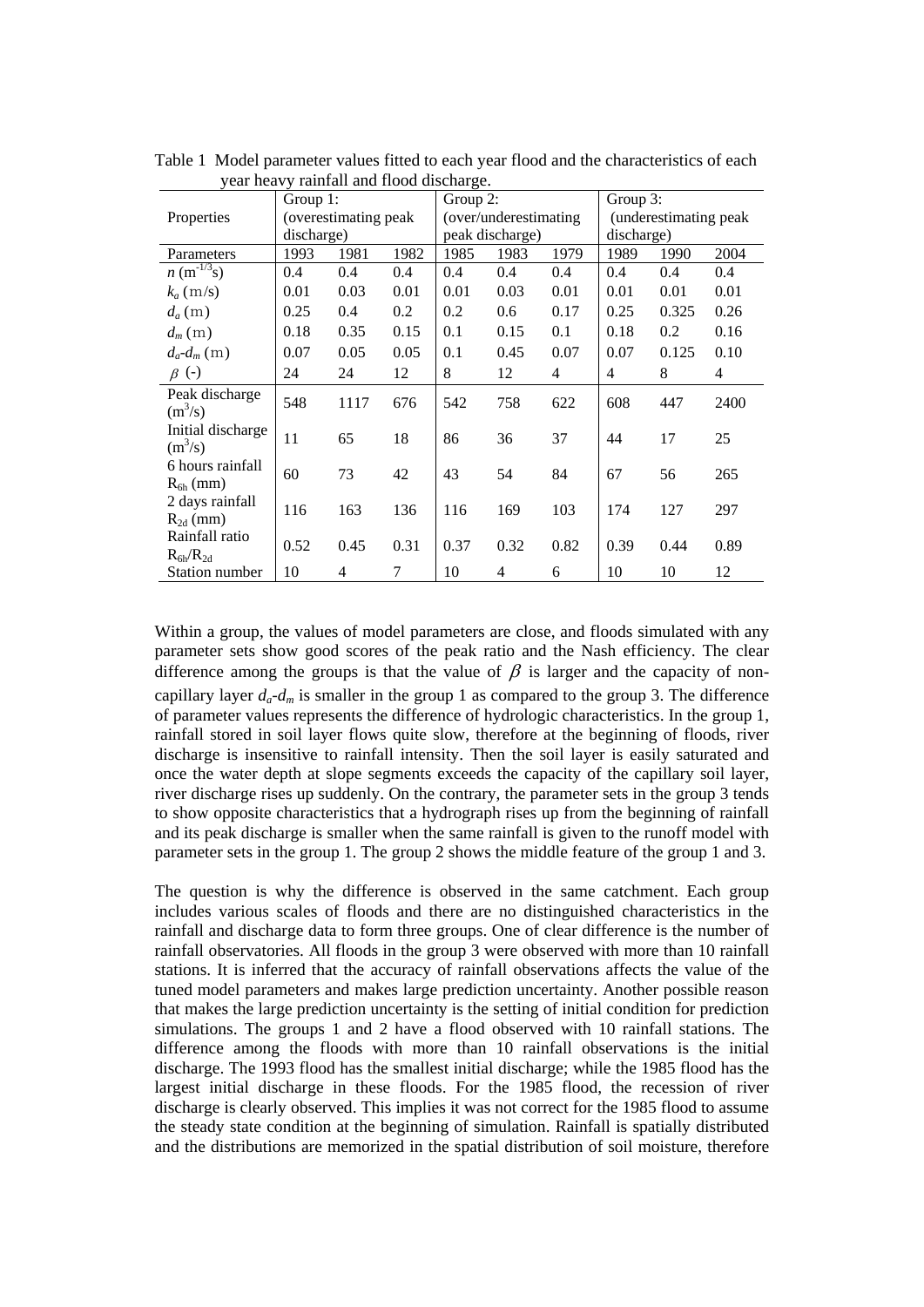Table 1 Model parameter values fitted to each year flood and the characteristics of each year heavy rainfall and flood discharge.

| Properties | Group 1: (overestimating peak discharge) | | | Group 2: (over/underestimating peak discharge) | | | Group 3: (underestimating peak discharge) | | |
|---|---|---|---|---|---|---|---|---|---|
| Parameters | 1993 | 1981 | 1982 | 1985 | 1983 | 1979 | 1989 | 1990 | 2004 |
| $n$ ($\mathrm{m}^{-1/3}\mathrm{s}$) | 0.4 | 0.4 | 0.4 | 0.4 | 0.4 | 0.4 | 0.4 | 0.4 | 0.4 |
| $k_a$ (m/s) | 0.01 | 0.03 | 0.01 | 0.01 | 0.03 | 0.01 | 0.01 | 0.01 | 0.01 |
| $d_a$ (m) | 0.25 | 0.4 | 0.2 | 0.2 | 0.6 | 0.17 | 0.25 | 0.325 | 0.26 |
| $d_m$ (m) | 0.18 | 0.35 | 0.15 | 0.1 | 0.15 | 0.1 | 0.18 | 0.2 | 0.16 |
| $d_a$-$d_m$ (m) | 0.07 | 0.05 | 0.05 | 0.1 | 0.45 | 0.07 | 0.07 | 0.125 | 0.10 |
| $\beta$ (-) | 24 | 24 | 12 | 8 | 12 | 4 | 4 | 8 | 4 |
| Peak discharge ($\mathrm{m}^3/\mathrm{s}$) | 548 | 1117 | 676 | 542 | 758 | 622 | 608 | 447 | 2400 |
| Initial discharge ($\mathrm{m}^3/\mathrm{s}$) | 11 | 65 | 18 | 86 | 36 | 37 | 44 | 17 | 25 |
| 6 hours rainfall $R_{6h}$ (mm) | 60 | 73 | 42 | 43 | 54 | 84 | 67 | 56 | 265 |
| 2 days rainfall $R_{2d}$ (mm) | 116 | 163 | 136 | 116 | 169 | 103 | 174 | 127 | 297 |
| Rainfall ratio $R_{6h}/R_{2d}$ | 0.52 | 0.45 | 0.31 | 0.37 | 0.32 | 0.82 | 0.39 | 0.44 | 0.89 |
| Station number | 10 | 4 | 7 | 10 | 4 | 6 | 10 | 10 | 12 |

Within a group, the values of model parameters are close, and floods simulated with any parameter sets show good scores of the peak ratio and the Nash efficiency. The clear difference among the groups is that the value of $\beta$ is larger and the capacity of non-capillary layer $d_a$-$d_m$ is smaller in the group 1 as compared to the group 3. The difference of parameter values represents the difference of hydrologic characteristics. In the group 1, rainfall stored in soil layer flows quite slow, therefore at the beginning of floods, river discharge is insensitive to rainfall intensity. Then the soil layer is easily saturated and once the water depth at slope segments exceeds the capacity of the capillary soil layer, river discharge rises up suddenly. On the contrary, the parameter sets in the group 3 tends to show opposite characteristics that a hydrograph rises up from the beginning of rainfall and its peak discharge is smaller when the same rainfall is given to the runoff model with parameter sets in the group 1. The group 2 shows the middle feature of the group 1 and 3.

The question is why the difference is observed in the same catchment. Each group includes various scales of floods and there are no distinguished characteristics in the rainfall and discharge data to form three groups. One of clear difference is the number of rainfall observatories. All floods in the group 3 were observed with more than 10 rainfall stations. It is inferred that the accuracy of rainfall observations affects the value of the tuned model parameters and makes large prediction uncertainty. Another possible reason that makes the large prediction uncertainty is the setting of initial condition for prediction simulations. The groups 1 and 2 have a flood observed with 10 rainfall stations. The difference among the floods with more than 10 rainfall observations is the initial discharge. The 1993 flood has the smallest initial discharge; while the 1985 flood has the largest initial discharge in these floods. For the 1985 flood, the recession of river discharge is clearly observed. This implies it was not correct for the 1985 flood to assume the steady state condition at the beginning of simulation. Rainfall is spatially distributed and the distributions are memorized in the spatial distribution of soil moisture, therefore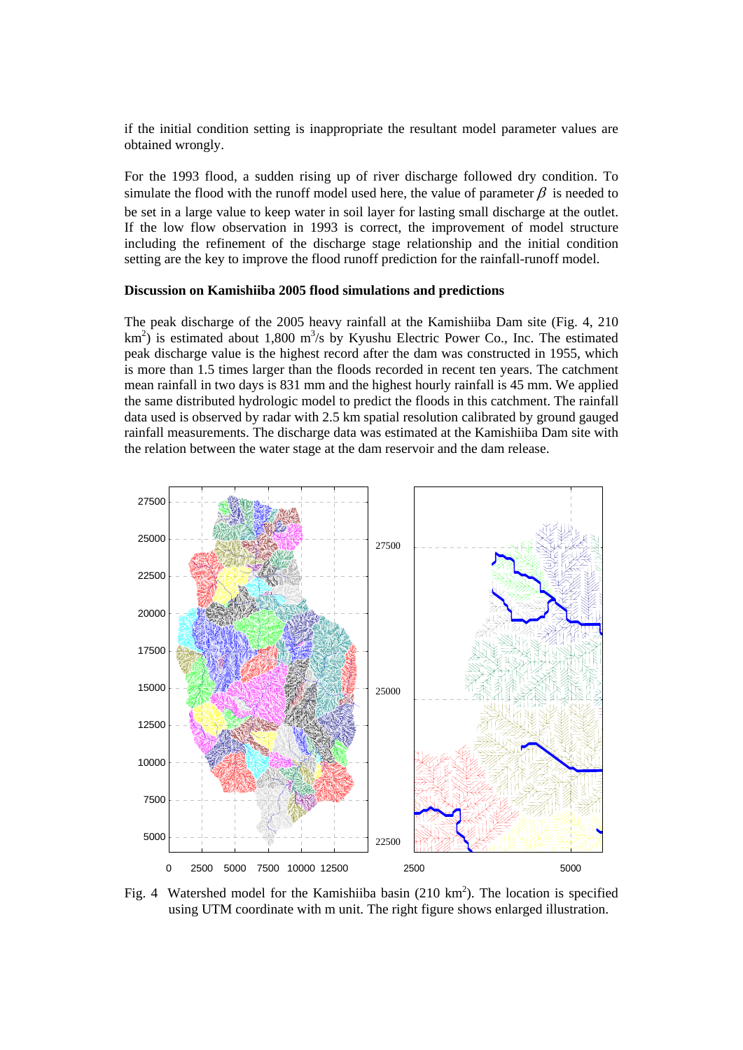if the initial condition setting is inappropriate the resultant model parameter values are obtained wrongly.

For the 1993 flood, a sudden rising up of river discharge followed dry condition. To simulate the flood with the runoff model used here, the value of parameter $\beta$ is needed to be set in a large value to keep water in soil layer for lasting small discharge at the outlet. If the low flow observation in 1993 is correct, the improvement of model structure including the refinement of the discharge stage relationship and the initial condition setting are the key to improve the flood runoff prediction for the rainfall-runoff model.

**Discussion on Kamishiiba 2005 flood simulations and predictions**

The peak discharge of the 2005 heavy rainfall at the Kamishiiba Dam site (Fig. 4, 210 $km^2$) is estimated about 1,800 $m^3/s$ by Kyushu Electric Power Co., Inc. The estimated peak discharge value is the highest record after the dam was constructed in 1955, which is more than 1.5 times larger than the floods recorded in recent ten years. The catchment mean rainfall in two days is 831 mm and the highest hourly rainfall is 45 mm. We applied the same distributed hydrologic model to predict the floods in this catchment. The rainfall data used is observed by radar with 2.5 km spatial resolution calibrated by ground gauged rainfall measurements. The discharge data was estimated at the Kamishiiba Dam site with the relation between the water stage at the dam reservoir and the dam release.

Fig. 4 Watershed model for the Kamishiiba basin (210 $km^2$). The location is specified using UTM coordinate with m unit. The right figure shows enlarged illustration.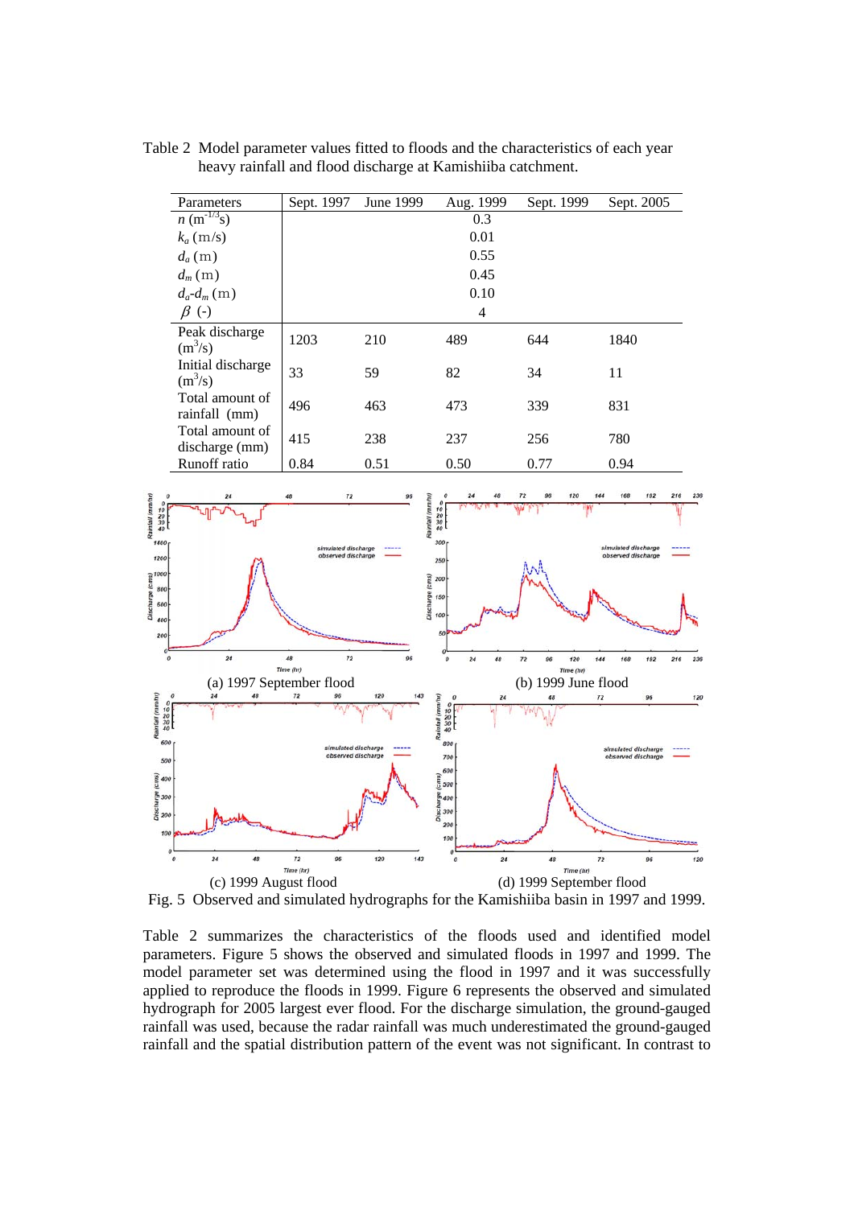Table 2 Model parameter values fitted to floods and the characteristics of each year heavy rainfall and flood discharge at Kamishiiba catchment.

| Parameters | Sept. 1997 | June 1999 | Aug. 1999 | Sept. 1999 | Sept. 2005 |
|---|---|---|---|---|---|
| $n$ ($\mathrm{m}^{-1/3}\mathrm{s}$) | | | 0.3 | | |
| $k_a$ (m/s) | | | 0.01 | | |
| $d_a$ (m) | | | 0.55 | | |
| $d_m$ (m) | | | 0.45 | | |
| $d_a$-$d_m$ (m) | | | 0.10 | | |
| $\beta$ (-) | | | 4 | | |
| Peak discharge ($\mathrm{m}^3$/s) | 1203 | 210 | 489 | 644 | 1840 |
| Initial discharge ($\mathrm{m}^3$/s) | 33 | 59 | 82 | 34 | 11 |
| Total amount of rainfall (mm) | 496 | 463 | 473 | 339 | 831 |
| Total amount of discharge (mm) | 415 | 238 | 237 | 256 | 780 |
| Runoff ratio | 0.84 | 0.51 | 0.50 | 0.77 | 0.94 |

(a) 1997 September flood

(b) 1999 June flood

(c) 1999 August flood

(d) 1999 September flood

Fig. 5 Observed and simulated hydrographs for the Kamishiiba basin in 1997 and 1999.

Table 2 summarizes the characteristics of the floods used and identified model parameters. Figure 5 shows the observed and simulated floods in 1997 and 1999. The model parameter set was determined using the flood in 1997 and it was successfully applied to reproduce the floods in 1999. Figure 6 represents the observed and simulated hydrograph for 2005 largest ever flood. For the discharge simulation, the ground-gauged rainfall was used, because the radar rainfall was much underestimated the ground-gauged rainfall and the spatial distribution pattern of the event was not significant. In contrast to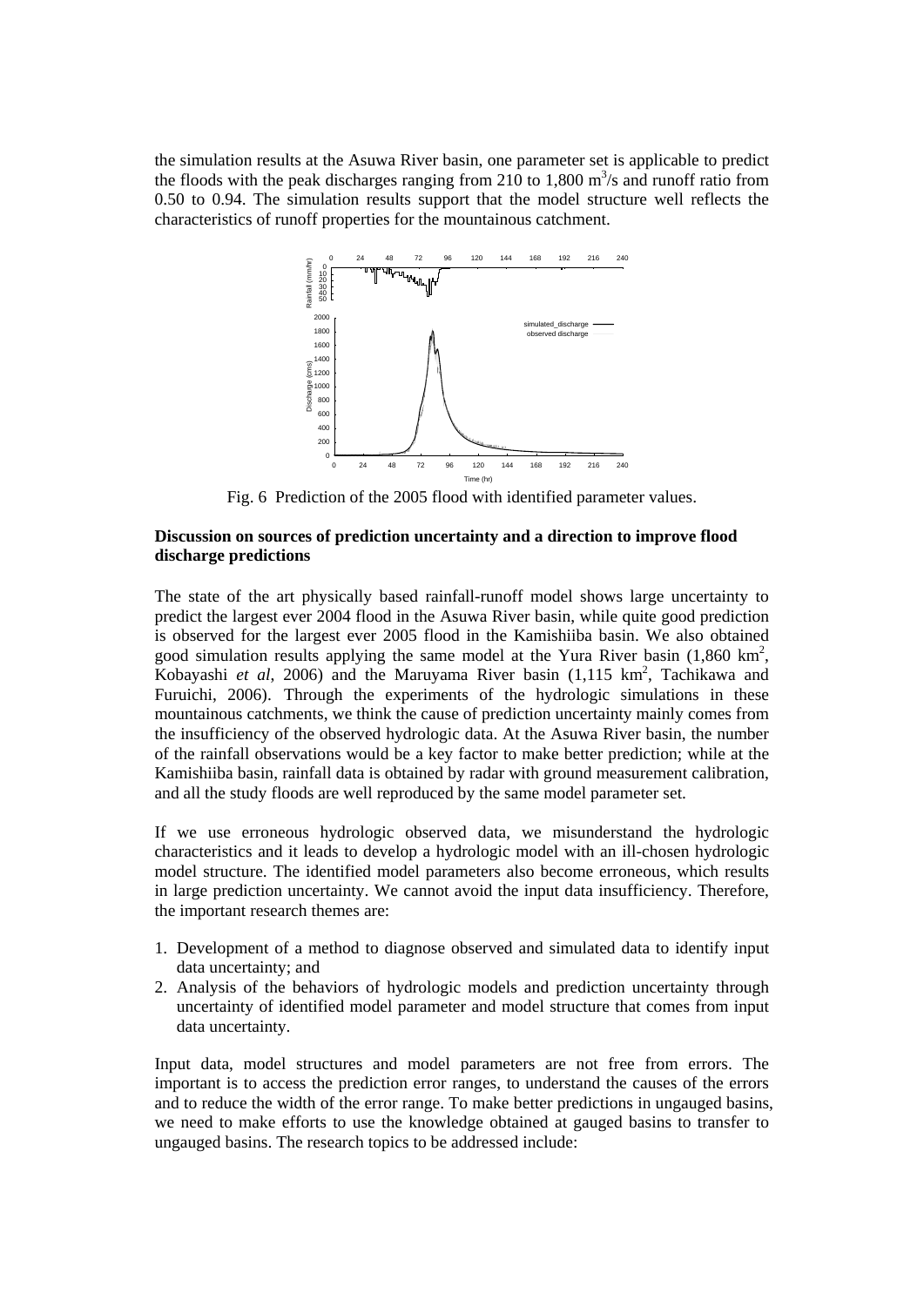the simulation results at the Asuwa River basin, one parameter set is applicable to predict the floods with the peak discharges ranging from 210 to 1,800 $m^3$/s and runoff ratio from 0.50 to 0.94. The simulation results support that the model structure well reflects the characteristics of runoff properties for the mountainous catchment.

Fig. 6 Prediction of the 2005 flood with identified parameter values.

**Discussion on sources of prediction uncertainty and a direction to improve flood discharge predictions**

The state of the art physically based rainfall-runoff model shows large uncertainty to predict the largest ever 2004 flood in the Asuwa River basin, while quite good prediction is observed for the largest ever 2005 flood in the Kamishiiba basin. We also obtained good simulation results applying the same model at the Yura River basin (1,860 $km^2$, Kobayashi *et al*, 2006) and the Maruyama River basin (1,115 $km^2$, Tachikawa and Furuichi, 2006). Through the experiments of the hydrologic simulations in these mountainous catchments, we think the cause of prediction uncertainty mainly comes from the insufficiency of the observed hydrologic data. At the Asuwa River basin, the number of the rainfall observations would be a key factor to make better prediction; while at the Kamishiiba basin, rainfall data is obtained by radar with ground measurement calibration, and all the study floods are well reproduced by the same model parameter set.

If we use erroneous hydrologic observed data, we misunderstand the hydrologic characteristics and it leads to develop a hydrologic model with an ill-chosen hydrologic model structure. The identified model parameters also become erroneous, which results in large prediction uncertainty. We cannot avoid the input data insufficiency. Therefore, the important research themes are:

1. Development of a method to diagnose observed and simulated data to identify input data uncertainty; and
2. Analysis of the behaviors of hydrologic models and prediction uncertainty through uncertainty of identified model parameter and model structure that comes from input data uncertainty.

Input data, model structures and model parameters are not free from errors. The important is to access the prediction error ranges, to understand the causes of the errors and to reduce the width of the error range. To make better predictions in ungauged basins, we need to make efforts to use the knowledge obtained at gauged basins to transfer to ungauged basins. The research topics to be addressed include: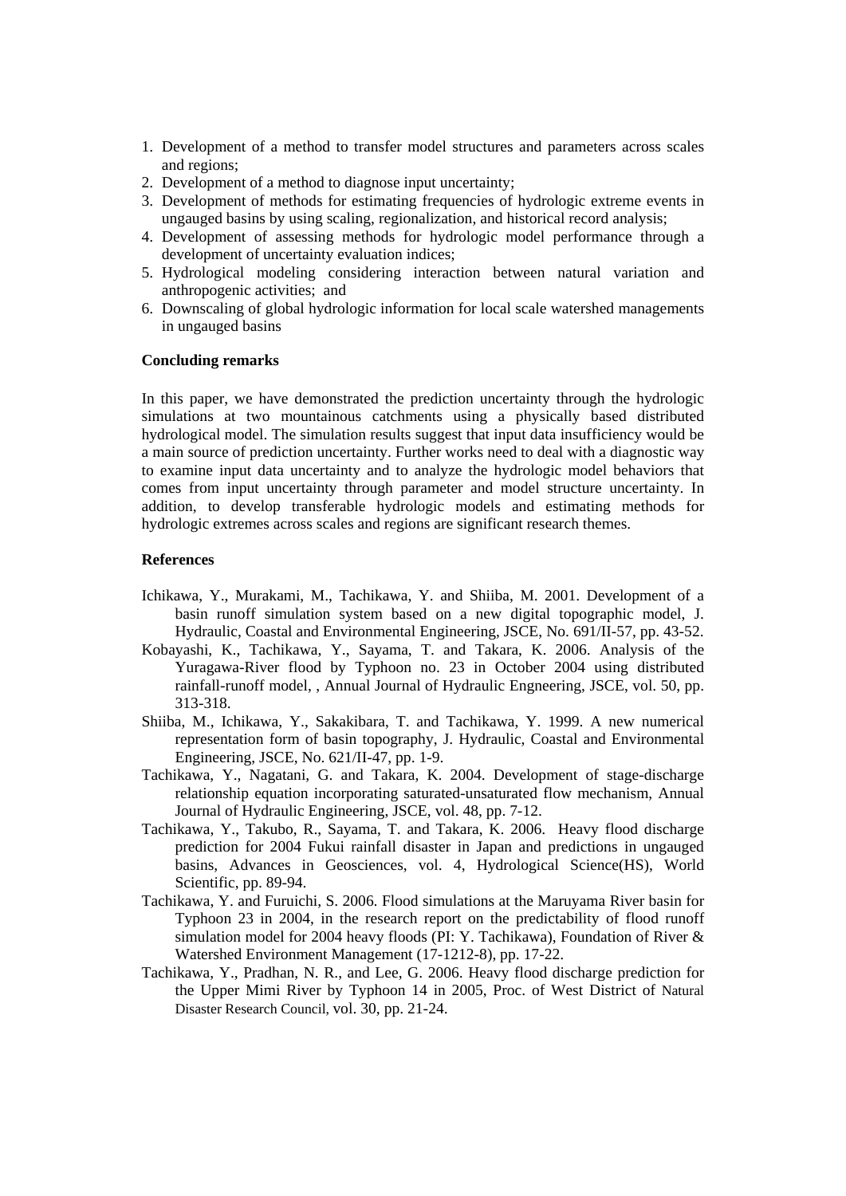1. Development of a method to transfer model structures and parameters across scales and regions;
2. Development of a method to diagnose input uncertainty;
3. Development of methods for estimating frequencies of hydrologic extreme events in ungauged basins by using scaling, regionalization, and historical record analysis;
4. Development of assessing methods for hydrologic model performance through a development of uncertainty evaluation indices;
5. Hydrological modeling considering interaction between natural variation and anthropogenic activities; and
6. Downscaling of global hydrologic information for local scale watershed managements in ungauged basins

**Concluding remarks**

In this paper, we have demonstrated the prediction uncertainty through the hydrologic simulations at two mountainous catchments using a physically based distributed hydrological model. The simulation results suggest that input data insufficiency would be a main source of prediction uncertainty. Further works need to deal with a diagnostic way to examine input data uncertainty and to analyze the hydrologic model behaviors that comes from input uncertainty through parameter and model structure uncertainty. In addition, to develop transferable hydrologic models and estimating methods for hydrologic extremes across scales and regions are significant research themes.

**References**

Ichikawa, Y., Murakami, M., Tachikawa, Y. and Shiiba, M. 2001. Development of a basin runoff simulation system based on a new digital topographic model, J. Hydraulic, Coastal and Environmental Engineering, JSCE, No. 691/II-57, pp. 43-52.

Kobayashi, K., Tachikawa, Y., Sayama, T. and Takara, K. 2006. Analysis of the Yuragawa-River flood by Typhoon no. 23 in October 2004 using distributed rainfall-runoff model, , Annual Journal of Hydraulic Engneering, JSCE, vol. 50, pp. 313-318.

Shiiba, M., Ichikawa, Y., Sakakibara, T. and Tachikawa, Y. 1999. A new numerical representation form of basin topography, J. Hydraulic, Coastal and Environmental Engineering, JSCE, No. 621/II-47, pp. 1-9.

Tachikawa, Y., Nagatani, G. and Takara, K. 2004. Development of stage-discharge relationship equation incorporating saturated-unsaturated flow mechanism, Annual Journal of Hydraulic Engineering, JSCE, vol. 48, pp. 7-12.

Tachikawa, Y., Takubo, R., Sayama, T. and Takara, K. 2006. Heavy flood discharge prediction for 2004 Fukui rainfall disaster in Japan and predictions in ungauged basins, Advances in Geosciences, vol. 4, Hydrological Science(HS), World Scientific, pp. 89-94.

Tachikawa, Y. and Furuichi, S. 2006. Flood simulations at the Maruyama River basin for Typhoon 23 in 2004, in the research report on the predictability of flood runoff simulation model for 2004 heavy floods (PI: Y. Tachikawa), Foundation of River & Watershed Environment Management (17-1212-8), pp. 17-22.

Tachikawa, Y., Pradhan, N. R., and Lee, G. 2006. Heavy flood discharge prediction for the Upper Mimi River by Typhoon 14 in 2005, Proc. of West District of Natural Disaster Research Council, vol. 30, pp. 21-24.